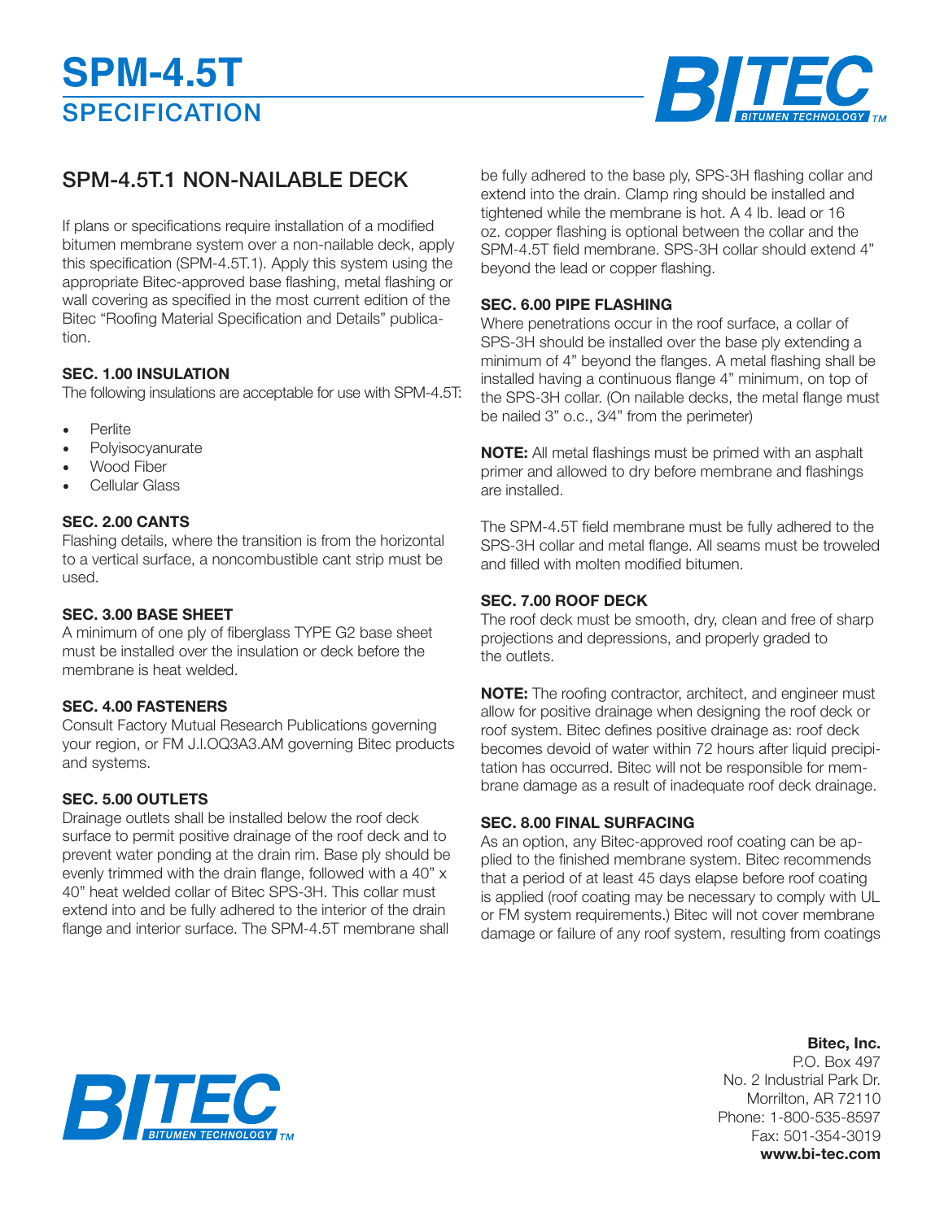# SPM-4.5T

## SPECIFICATION

## SPM-4.5T.1 NON-NAILABLE DECK

If plans or specifications require installation of a modified bitumen membrane system over a non-nailable deck, apply this specification (SPM-4.5T.1). Apply this system using the appropriate Bitec-approved base flashing, metal flashing or wall covering as specified in the most current edition of the Bitec "Roofing Material Specification and Details" publication.

### SEC. 1.00 INSULATION

The following insulations are acceptable for use with SPM-4.5T:

- Perlite
- Polyisocyanurate
- Wood Fiber
- Cellular Glass

### SEC. 2.00 CANTS

Flashing details, where the transition is from the horizontal to a vertical surface, a noncombustible cant strip must be used.

### SEC. 3.00 BASE SHEET

A minimum of one ply of fiberglass TYPE G2 base sheet must be installed over the insulation or deck before the membrane is heat welded.

### SEC. 4.00 FASTENERS

Consult Factory Mutual Research Publications governing your region, or FM J.I.OQ3A3.AM governing Bitec products and systems.

### SEC. 5.00 OUTLETS

Drainage outlets shall be installed below the roof deck surface to permit positive drainage of the roof deck and to prevent water ponding at the drain rim. Base ply should be evenly trimmed with the drain flange, followed with a 40" x 40" heat welded collar of Bitec SPS-3H. This collar must extend into and be fully adhered to the interior of the drain flange and interior surface. The SPM-4.5T membrane shall be fully adhered to the base ply, SPS-3H flashing collar and extend into the drain. Clamp ring should be installed and tightened while the membrane is hot. A 4 lb. lead or 16 oz. copper flashing is optional between the collar and the SPM-4.5T field membrane. SPS-3H collar should extend 4" beyond the lead or copper flashing.

### SEC. 6.00 PIPE FLASHING

Where penetrations occur in the roof surface, a collar of SPS-3H should be installed over the base ply extending a minimum of 4" beyond the flanges. A metal flashing shall be installed having a continuous flange 4" minimum, on top of the SPS-3H collar. (On nailable decks, the metal flange must be nailed 3" o.c., 3⁄4" from the perimeter)

**NOTE:** All metal flashings must be primed with an asphalt primer and allowed to dry before membrane and flashings are installed.

The SPM-4.5T field membrane must be fully adhered to the SPS-3H collar and metal flange. All seams must be troweled and filled with molten modified bitumen.

### SEC. 7.00 ROOF DECK

The roof deck must be smooth, dry, clean and free of sharp projections and depressions, and properly graded to the outlets.

**NOTE:** The roofing contractor, architect, and engineer must allow for positive drainage when designing the roof deck or roof system. Bitec defines positive drainage as: roof deck becomes devoid of water within 72 hours after liquid precipitation has occurred. Bitec will not be responsible for membrane damage as a result of inadequate roof deck drainage.

### SEC. 8.00 FINAL SURFACING

As an option, any Bitec-approved roof coating can be applied to the finished membrane system. Bitec recommends that a period of at least 45 days elapse before roof coating is applied (roof coating may be necessary to comply with UL or FM system requirements.) Bitec will not cover membrane damage or failure of any roof system, resulting from coatings

**Bitec, Inc.**
P.O. Box 497
No. 2 Industrial Park Dr.
Morrilton, AR 72110
Phone: 1-800-535-8597
Fax: 501-354-3019
**www.bi-tec.com**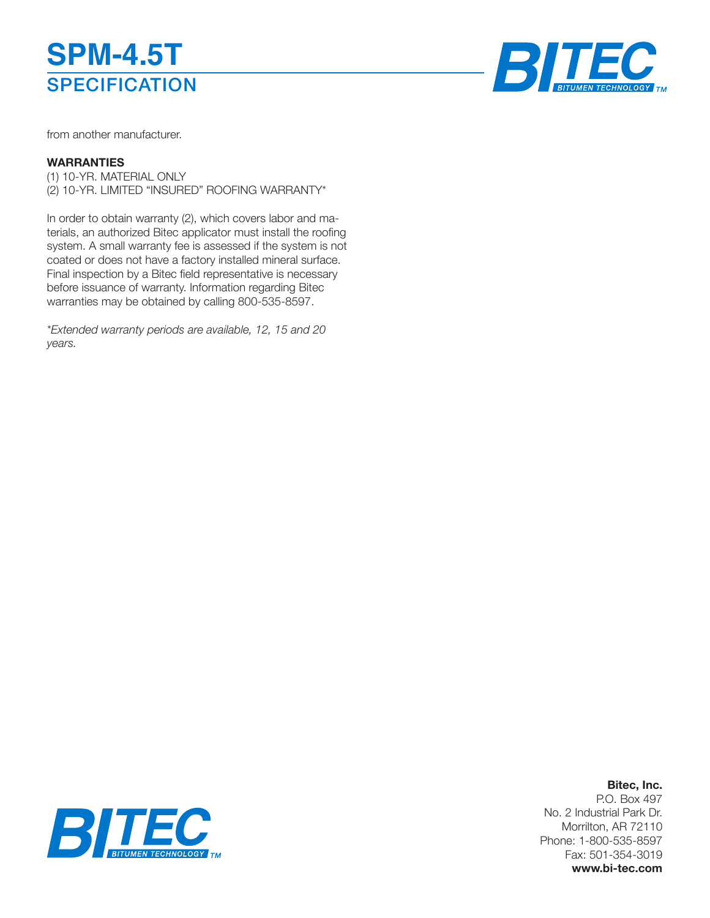from another manufacturer.

**WARRANTIES**

(1) 10-YR. MATERIAL ONLY
(2) 10-YR. LIMITED "INSURED" ROOFING WARRANTY*

In order to obtain warranty (2), which covers labor and materials, an authorized Bitec applicator must install the roofing system. A small warranty fee is assessed if the system is not coated or does not have a factory installed mineral surface. Final inspection by a Bitec field representative is necessary before issuance of warranty. Information regarding Bitec warranties may be obtained by calling 800-535-8597.

*Extended warranty periods are available, 12, 15 and 20 years.*

**Bitec, Inc.**
P.O. Box 497
No. 2 Industrial Park Dr.
Morrilton, AR 72110
Phone: 1-800-535-8597
Fax: 501-354-3019
**www.bi-tec.com**